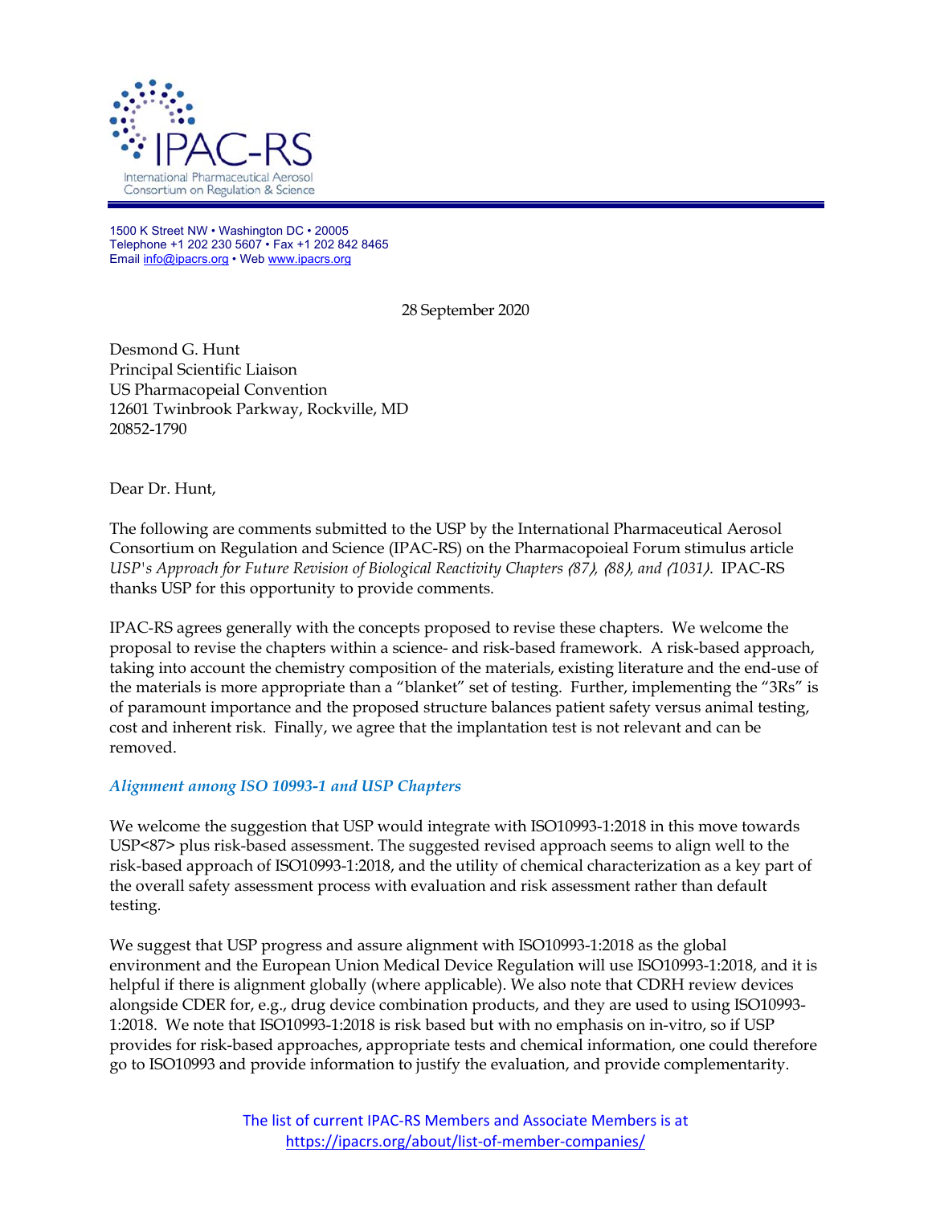IPAC-RS

International Pharmaceutical Aerosol Consortium on Regulation & Science

1500 K Street NW • Washington DC • 20005
Telephone +1 202 230 5607 • Fax +1 202 842 8465
Email info@ipacrs.org • Web www.ipacrs.org

28 September 2020

Desmond G. Hunt
Principal Scientific Liaison
US Pharmacopeial Convention
12601 Twinbrook Parkway, Rockville, MD
20852-1790

Dear Dr. Hunt,

The following are comments submitted to the USP by the International Pharmaceutical Aerosol Consortium on Regulation and Science (IPAC-RS) on the Pharmacopoieal Forum stimulus article *USP's Approach for Future Revision of Biological Reactivity Chapters 〈87〉, 〈88〉, and 〈1031〉*. IPAC-RS thanks USP for this opportunity to provide comments.

IPAC-RS agrees generally with the concepts proposed to revise these chapters. We welcome the proposal to revise the chapters within a science- and risk-based framework. A risk-based approach, taking into account the chemistry composition of the materials, existing literature and the end-use of the materials is more appropriate than a "blanket" set of testing. Further, implementing the "3Rs" is of paramount importance and the proposed structure balances patient safety versus animal testing, cost and inherent risk. Finally, we agree that the implantation test is not relevant and can be removed.

### *Alignment among ISO 10993-1 and USP Chapters*

We welcome the suggestion that USP would integrate with ISO10993-1:2018 in this move towards USP<87> plus risk-based assessment. The suggested revised approach seems to align well to the risk-based approach of ISO10993-1:2018, and the utility of chemical characterization as a key part of the overall safety assessment process with evaluation and risk assessment rather than default testing.

We suggest that USP progress and assure alignment with ISO10993-1:2018 as the global environment and the European Union Medical Device Regulation will use ISO10993-1:2018, and it is helpful if there is alignment globally (where applicable). We also note that CDRH review devices alongside CDER for, e.g., drug device combination products, and they are used to using ISO10993-1:2018. We note that ISO10993-1:2018 is risk based but with no emphasis on in-vitro, so if USP provides for risk-based approaches, appropriate tests and chemical information, one could therefore go to ISO10993 and provide information to justify the evaluation, and provide complementarity.

The list of current IPAC-RS Members and Associate Members is at https://ipacrs.org/about/list-of-member-companies/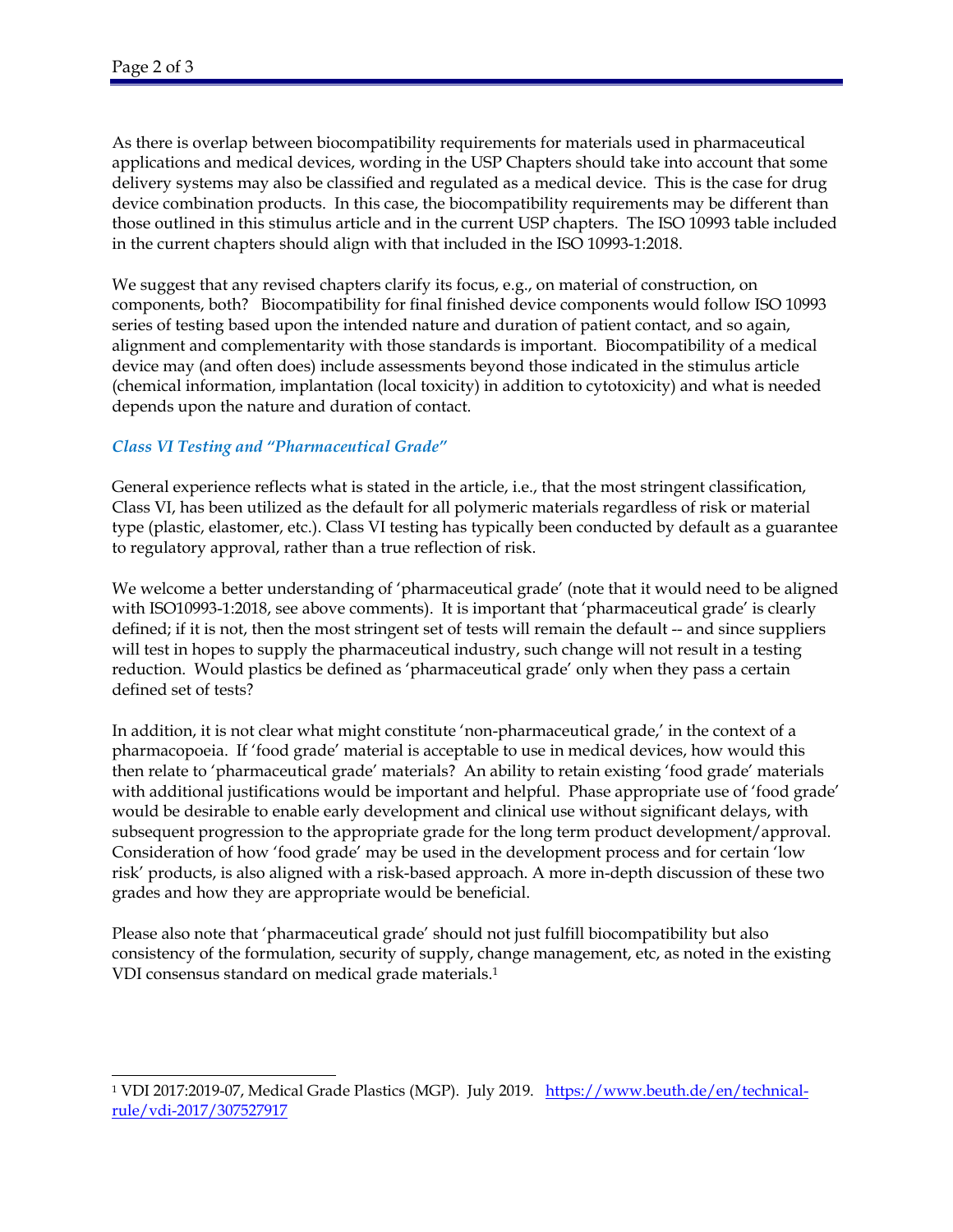As there is overlap between biocompatibility requirements for materials used in pharmaceutical applications and medical devices, wording in the USP Chapters should take into account that some delivery systems may also be classified and regulated as a medical device. This is the case for drug device combination products. In this case, the biocompatibility requirements may be different than those outlined in this stimulus article and in the current USP chapters. The ISO 10993 table included in the current chapters should align with that included in the ISO 10993-1:2018.

We suggest that any revised chapters clarify its focus, e.g., on material of construction, on components, both? Biocompatibility for final finished device components would follow ISO 10993 series of testing based upon the intended nature and duration of patient contact, and so again, alignment and complementarity with those standards is important. Biocompatibility of a medical device may (and often does) include assessments beyond those indicated in the stimulus article (chemical information, implantation (local toxicity) in addition to cytotoxicity) and what is needed depends upon the nature and duration of contact.

### *Class VI Testing and "Pharmaceutical Grade"*

General experience reflects what is stated in the article, i.e., that the most stringent classification, Class VI, has been utilized as the default for all polymeric materials regardless of risk or material type (plastic, elastomer, etc.). Class VI testing has typically been conducted by default as a guarantee to regulatory approval, rather than a true reflection of risk.

We welcome a better understanding of 'pharmaceutical grade' (note that it would need to be aligned with ISO10993-1:2018, see above comments). It is important that 'pharmaceutical grade' is clearly defined; if it is not, then the most stringent set of tests will remain the default -- and since suppliers will test in hopes to supply the pharmaceutical industry, such change will not result in a testing reduction. Would plastics be defined as 'pharmaceutical grade' only when they pass a certain defined set of tests?

In addition, it is not clear what might constitute 'non-pharmaceutical grade,' in the context of a pharmacopoeia. If 'food grade' material is acceptable to use in medical devices, how would this then relate to 'pharmaceutical grade' materials? An ability to retain existing 'food grade' materials with additional justifications would be important and helpful. Phase appropriate use of 'food grade' would be desirable to enable early development and clinical use without significant delays, with subsequent progression to the appropriate grade for the long term product development/approval. Consideration of how 'food grade' may be used in the development process and for certain 'low risk' products, is also aligned with a risk-based approach. A more in-depth discussion of these two grades and how they are appropriate would be beneficial.

Please also note that 'pharmaceutical grade' should not just fulfill biocompatibility but also consistency of the formulation, security of supply, change management, etc, as noted in the existing VDI consensus standard on medical grade materials.[1]

---

[1] VDI 2017:2019-07, Medical Grade Plastics (MGP). July 2019. https://www.beuth.de/en/technical-rule/vdi-2017/307527917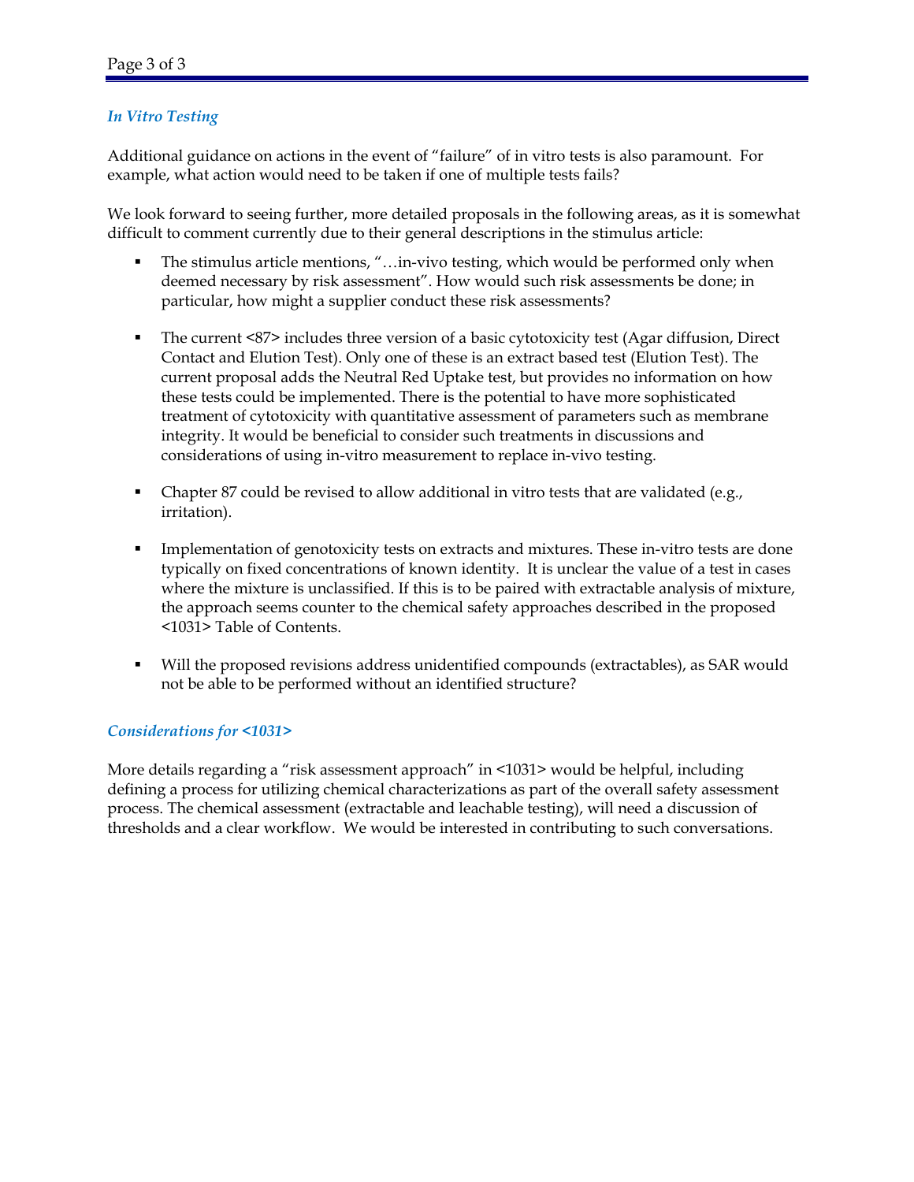### *In Vitro Testing*

Additional guidance on actions in the event of "failure" of in vitro tests is also paramount. For example, what action would need to be taken if one of multiple tests fails?

We look forward to seeing further, more detailed proposals in the following areas, as it is somewhat difficult to comment currently due to their general descriptions in the stimulus article:

- The stimulus article mentions, "…in-vivo testing, which would be performed only when deemed necessary by risk assessment". How would such risk assessments be done; in particular, how might a supplier conduct these risk assessments?
- The current <87> includes three version of a basic cytotoxicity test (Agar diffusion, Direct Contact and Elution Test). Only one of these is an extract based test (Elution Test). The current proposal adds the Neutral Red Uptake test, but provides no information on how these tests could be implemented. There is the potential to have more sophisticated treatment of cytotoxicity with quantitative assessment of parameters such as membrane integrity. It would be beneficial to consider such treatments in discussions and considerations of using in-vitro measurement to replace in-vivo testing.
- Chapter 87 could be revised to allow additional in vitro tests that are validated (e.g., irritation).
- Implementation of genotoxicity tests on extracts and mixtures. These in-vitro tests are done typically on fixed concentrations of known identity. It is unclear the value of a test in cases where the mixture is unclassified. If this is to be paired with extractable analysis of mixture, the approach seems counter to the chemical safety approaches described in the proposed <1031> Table of Contents.
- Will the proposed revisions address unidentified compounds (extractables), as SAR would not be able to be performed without an identified structure?

### *Considerations for <1031>*

More details regarding a "risk assessment approach" in <1031> would be helpful, including defining a process for utilizing chemical characterizations as part of the overall safety assessment process. The chemical assessment (extractable and leachable testing), will need a discussion of thresholds and a clear workflow. We would be interested in contributing to such conversations.